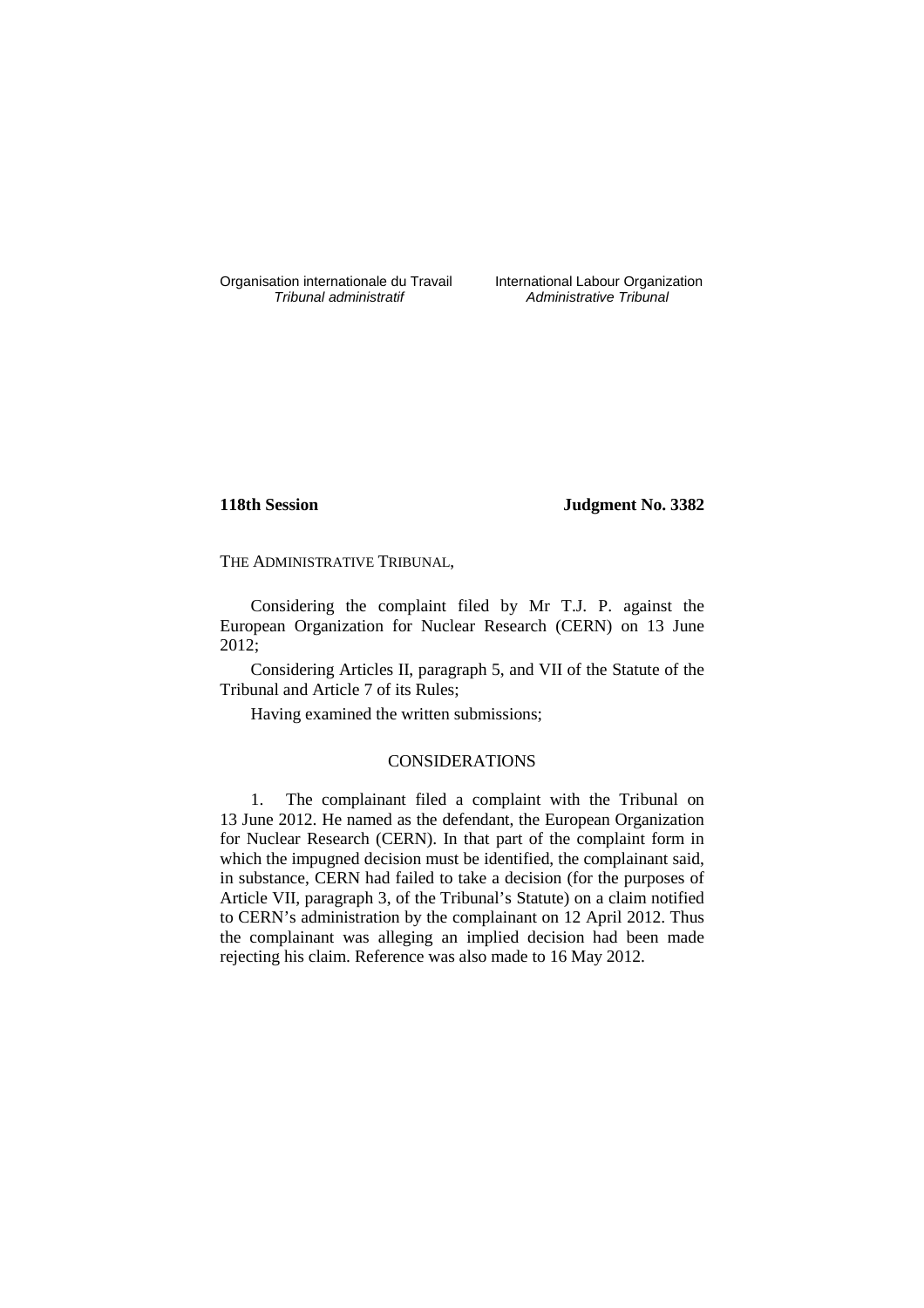Organisation internationale du Travail
*Tribunal administratif*

International Labour Organization
*Administrative Tribunal*

**118th Session** **Judgment No. 3382**

THE ADMINISTRATIVE TRIBUNAL,

Considering the complaint filed by Mr T.J. P. against the European Organization for Nuclear Research (CERN) on 13 June 2012;

Considering Articles II, paragraph 5, and VII of the Statute of the Tribunal and Article 7 of its Rules;

Having examined the written submissions;

CONSIDERATIONS

1. The complainant filed a complaint with the Tribunal on 13 June 2012. He named as the defendant, the European Organization for Nuclear Research (CERN). In that part of the complaint form in which the impugned decision must be identified, the complainant said, in substance, CERN had failed to take a decision (for the purposes of Article VII, paragraph 3, of the Tribunal's Statute) on a claim notified to CERN's administration by the complainant on 12 April 2012. Thus the complainant was alleging an implied decision had been made rejecting his claim. Reference was also made to 16 May 2012.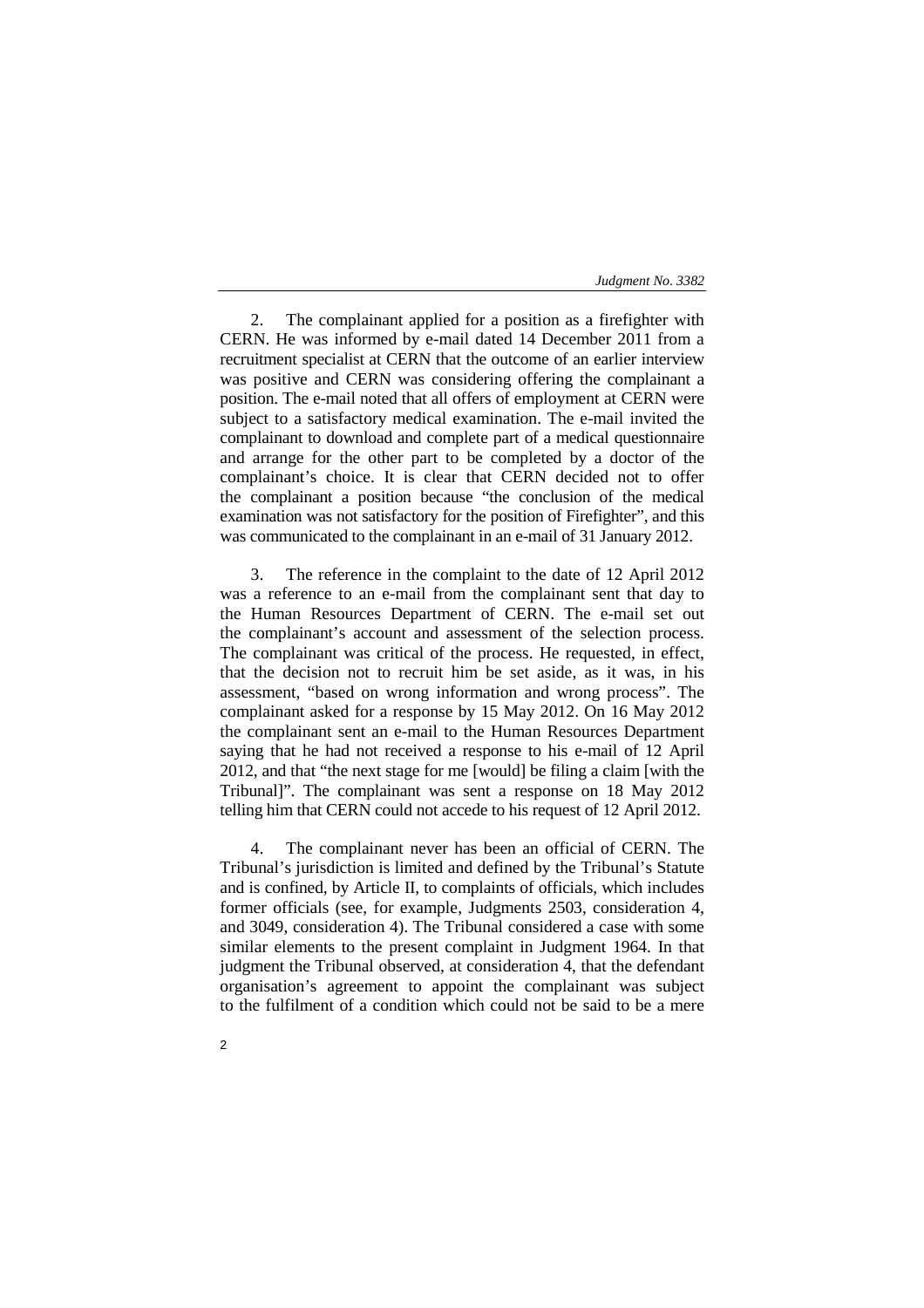2. The complainant applied for a position as a firefighter with CERN. He was informed by e-mail dated 14 December 2011 from a recruitment specialist at CERN that the outcome of an earlier interview was positive and CERN was considering offering the complainant a position. The e-mail noted that all offers of employment at CERN were subject to a satisfactory medical examination. The e-mail invited the complainant to download and complete part of a medical questionnaire and arrange for the other part to be completed by a doctor of the complainant's choice. It is clear that CERN decided not to offer the complainant a position because "the conclusion of the medical examination was not satisfactory for the position of Firefighter", and this was communicated to the complainant in an e-mail of 31 January 2012.

3. The reference in the complaint to the date of 12 April 2012 was a reference to an e-mail from the complainant sent that day to the Human Resources Department of CERN. The e-mail set out the complainant's account and assessment of the selection process. The complainant was critical of the process. He requested, in effect, that the decision not to recruit him be set aside, as it was, in his assessment, "based on wrong information and wrong process". The complainant asked for a response by 15 May 2012. On 16 May 2012 the complainant sent an e-mail to the Human Resources Department saying that he had not received a response to his e-mail of 12 April 2012, and that "the next stage for me [would] be filing a claim [with the Tribunal]". The complainant was sent a response on 18 May 2012 telling him that CERN could not accede to his request of 12 April 2012.

4. The complainant never has been an official of CERN. The Tribunal's jurisdiction is limited and defined by the Tribunal's Statute and is confined, by Article II, to complaints of officials, which includes former officials (see, for example, Judgments 2503, consideration 4, and 3049, consideration 4). The Tribunal considered a case with some similar elements to the present complaint in Judgment 1964. In that judgment the Tribunal observed, at consideration 4, that the defendant organisation's agreement to appoint the complainant was subject to the fulfilment of a condition which could not be said to be a mere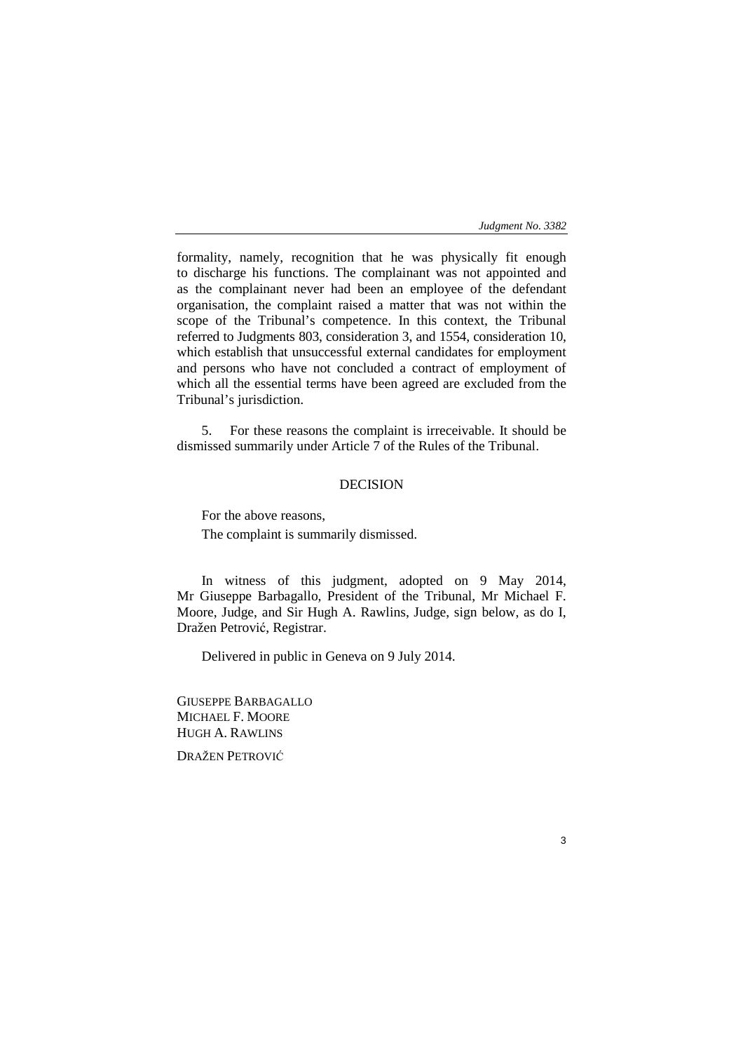formality, namely, recognition that he was physically fit enough to discharge his functions. The complainant was not appointed and as the complainant never had been an employee of the defendant organisation, the complaint raised a matter that was not within the scope of the Tribunal's competence. In this context, the Tribunal referred to Judgments 803, consideration 3, and 1554, consideration 10, which establish that unsuccessful external candidates for employment and persons who have not concluded a contract of employment of which all the essential terms have been agreed are excluded from the Tribunal's jurisdiction.

5. For these reasons the complaint is irreceivable. It should be dismissed summarily under Article 7 of the Rules of the Tribunal.

## DECISION

For the above reasons,

The complaint is summarily dismissed.

In witness of this judgment, adopted on 9 May 2014, Mr Giuseppe Barbagallo, President of the Tribunal, Mr Michael F. Moore, Judge, and Sir Hugh A. Rawlins, Judge, sign below, as do I, Dražen Petrović, Registrar.

Delivered in public in Geneva on 9 July 2014.

GIUSEPPE BARBAGALLO
MICHAEL F. MOORE
HUGH A. RAWLINS

DRAŽEN PETROVIĆ